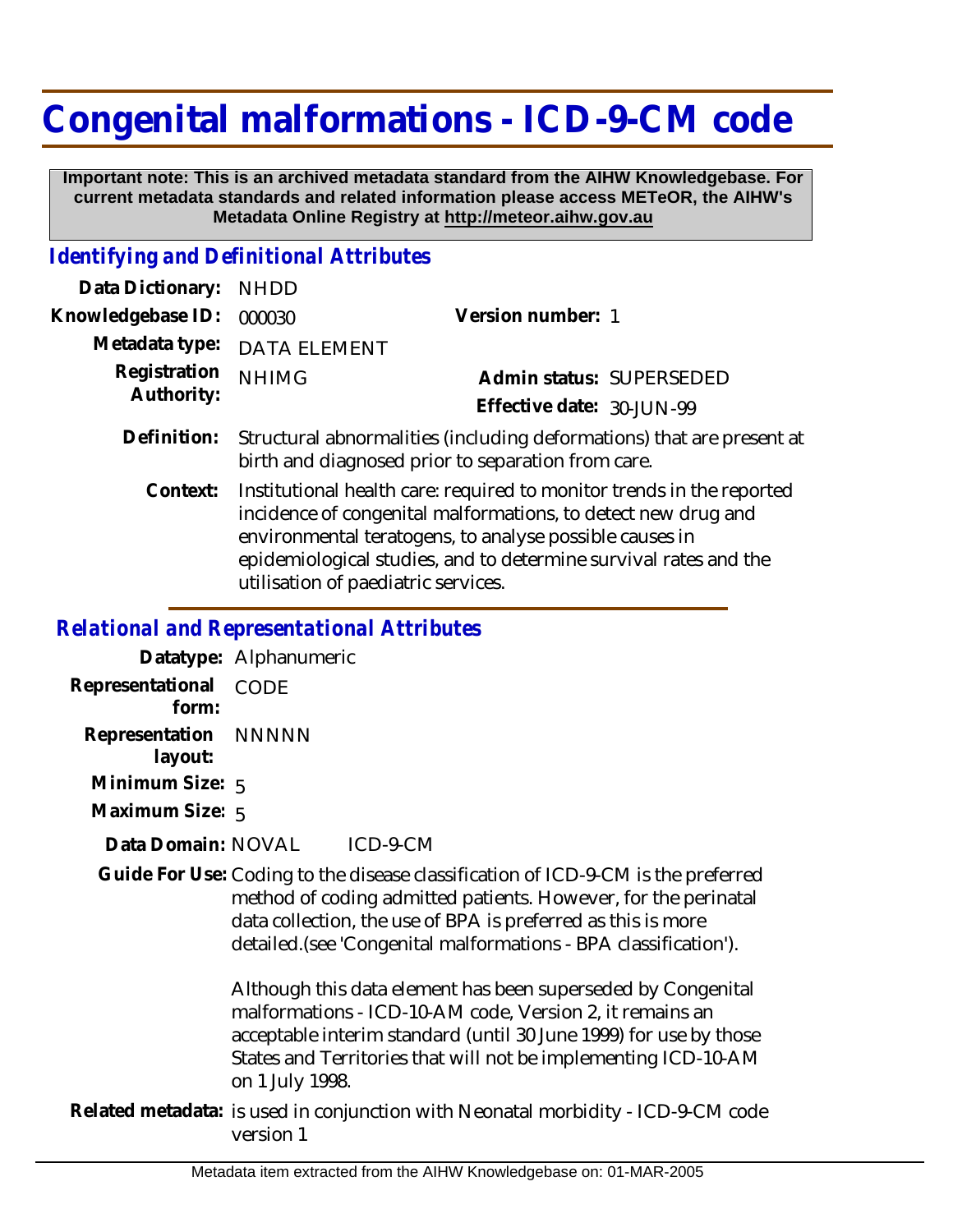# Congenital malformations - ICD-9-CM code

**Important note: This is an archived metadata standard from the AIHW Knowledgebase. For current metadata standards and related information please access METeOR, the AIHW's Metadata Online Registry at http://meteor.aihw.gov.au**

## *Identifying and Definitional Attributes*

**Data Dictionary:** NHDD

**Knowledgebase ID:** 000030

**Version number:** 1

**Metadata type:** DATA ELEMENT

**Registration Authority:** NHIMG

**Admin status:** SUPERSEDED

**Effective date:** 30-JUN-99

**Definition:** Structural abnormalities (including deformations) that are present at birth and diagnosed prior to separation from care.

**Context:** Institutional health care: required to monitor trends in the reported incidence of congenital malformations, to detect new drug and environmental teratogens, to analyse possible causes in epidemiological studies, and to determine survival rates and the utilisation of paediatric services.

## *Relational and Representational Attributes*

**Datatype:** Alphanumeric

**Representational form:** CODE

**Representation layout:** NNNNN

**Minimum Size:** 5

**Maximum Size:** 5

**Data Domain:** NOVAL ICD-9-CM

**Guide For Use:** Coding to the disease classification of ICD-9-CM is the preferred method of coding admitted patients. However, for the perinatal data collection, the use of BPA is preferred as this is more detailed.(see 'Congenital malformations - BPA classification').

Although this data element has been superseded by Congenital malformations - ICD-10-AM code, Version 2, it remains an acceptable interim standard (until 30 June 1999) for use by those States and Territories that will not be implementing ICD-10-AM on 1 July 1998.

**Related metadata:** is used in conjunction with Neonatal morbidity - ICD-9-CM code version 1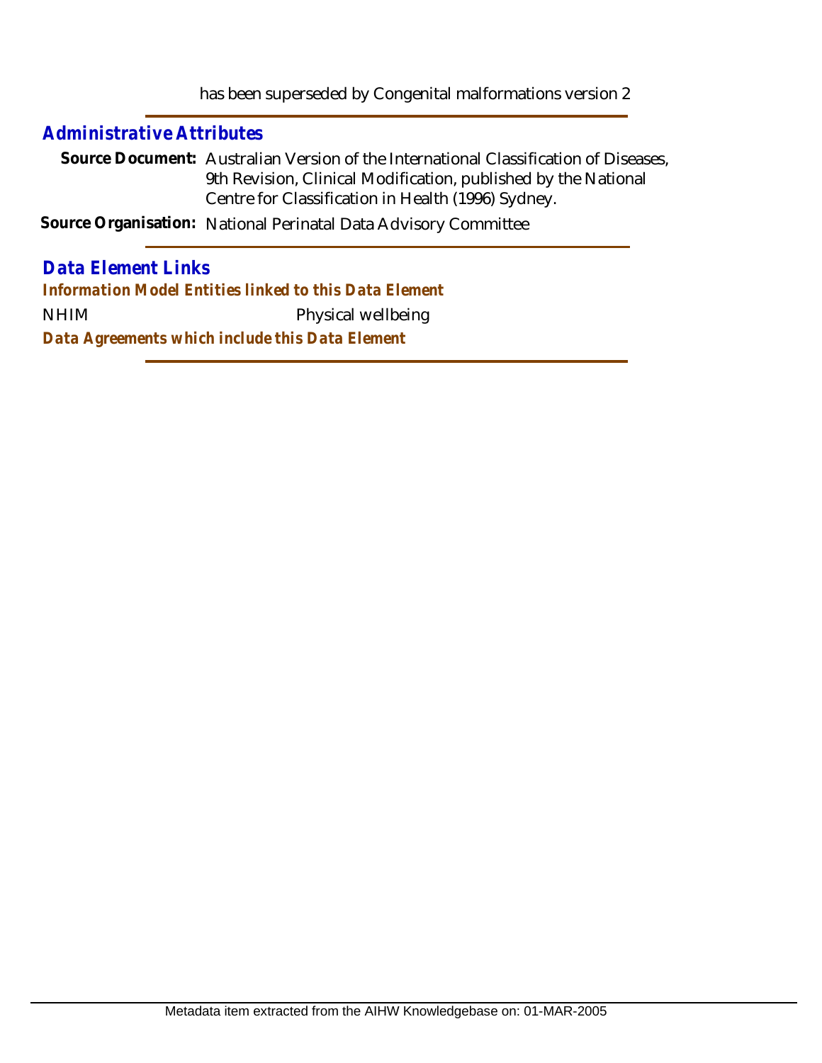has been superseded by Congenital malformations version 2

## Administrative Attributes

**Source Document:** Australian Version of the International Classification of Diseases, 9th Revision, Clinical Modification, published by the National Centre for Classification in Health (1996) Sydney.

**Source Organisation:** National Perinatal Data Advisory Committee

## Data Element Links

### *Information Model Entities linked to this Data Element*

NHIM Physical wellbeing

### *Data Agreements which include this Data Element*

Metadata item extracted from the AIHW Knowledgebase on: 01-MAR-2005